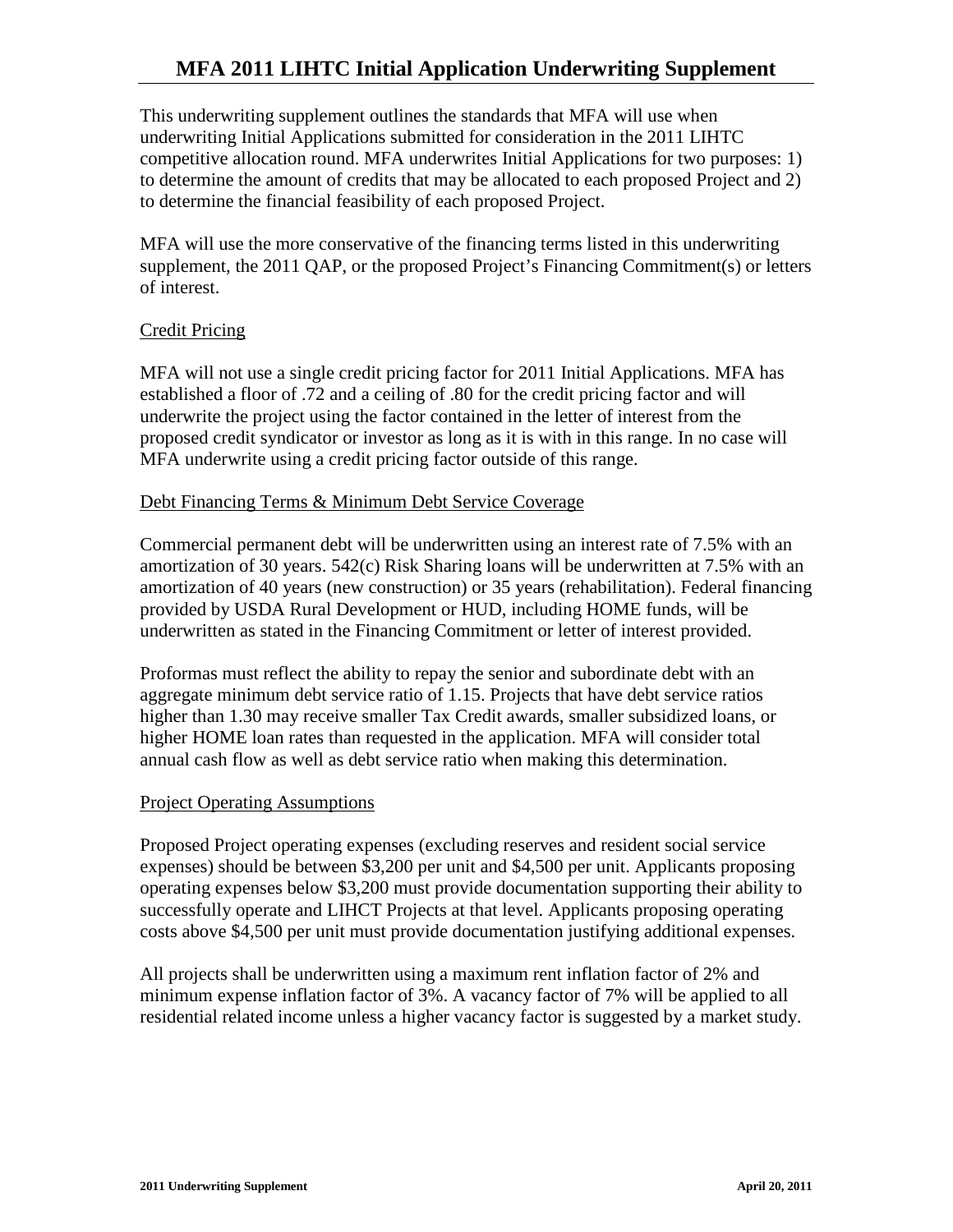# MFA 2011 LIHTC Initial Application Underwriting Supplement

This underwriting supplement outlines the standards that MFA will use when underwriting Initial Applications submitted for consideration in the 2011 LIHTC competitive allocation round. MFA underwrites Initial Applications for two purposes: 1) to determine the amount of credits that may be allocated to each proposed Project and 2) to determine the financial feasibility of each proposed Project.

MFA will use the more conservative of the financing terms listed in this underwriting supplement, the 2011 QAP, or the proposed Project's Financing Commitment(s) or letters of interest.

## Credit Pricing

MFA will not use a single credit pricing factor for 2011 Initial Applications. MFA has established a floor of .72 and a ceiling of .80 for the credit pricing factor and will underwrite the project using the factor contained in the letter of interest from the proposed credit syndicator or investor as long as it is with in this range. In no case will MFA underwrite using a credit pricing factor outside of this range.

## Debt Financing Terms & Minimum Debt Service Coverage

Commercial permanent debt will be underwritten using an interest rate of 7.5% with an amortization of 30 years. 542(c) Risk Sharing loans will be underwritten at 7.5% with an amortization of 40 years (new construction) or 35 years (rehabilitation). Federal financing provided by USDA Rural Development or HUD, including HOME funds, will be underwritten as stated in the Financing Commitment or letter of interest provided.

Proformas must reflect the ability to repay the senior and subordinate debt with an aggregate minimum debt service ratio of 1.15. Projects that have debt service ratios higher than 1.30 may receive smaller Tax Credit awards, smaller subsidized loans, or higher HOME loan rates than requested in the application. MFA will consider total annual cash flow as well as debt service ratio when making this determination.

## Project Operating Assumptions

Proposed Project operating expenses (excluding reserves and resident social service expenses) should be between $3,200 per unit and $4,500 per unit. Applicants proposing operating expenses below $3,200 must provide documentation supporting their ability to successfully operate and LIHCT Projects at that level. Applicants proposing operating costs above $4,500 per unit must provide documentation justifying additional expenses.

All projects shall be underwritten using a maximum rent inflation factor of 2% and minimum expense inflation factor of 3%. A vacancy factor of 7% will be applied to all residential related income unless a higher vacancy factor is suggested by a market study.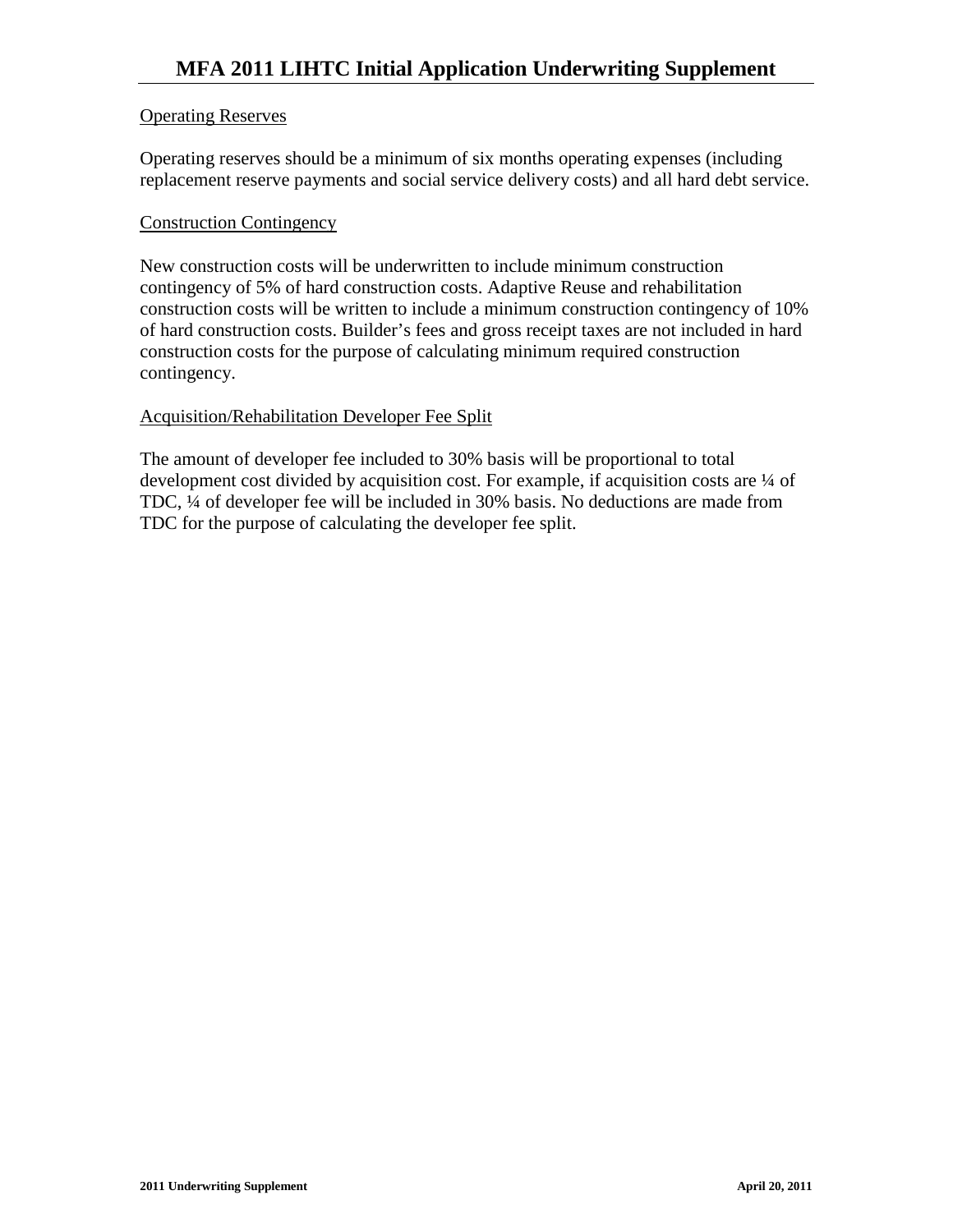Operating Reserves

Operating reserves should be a minimum of six months operating expenses (including replacement reserve payments and social service delivery costs) and all hard debt service.

Construction Contingency

New construction costs will be underwritten to include minimum construction contingency of 5% of hard construction costs. Adaptive Reuse and rehabilitation construction costs will be written to include a minimum construction contingency of 10% of hard construction costs. Builder's fees and gross receipt taxes are not included in hard construction costs for the purpose of calculating minimum required construction contingency.

Acquisition/Rehabilitation Developer Fee Split

The amount of developer fee included to 30% basis will be proportional to total development cost divided by acquisition cost. For example, if acquisition costs are ¼ of TDC, ¼ of developer fee will be included in 30% basis. No deductions are made from TDC for the purpose of calculating the developer fee split.